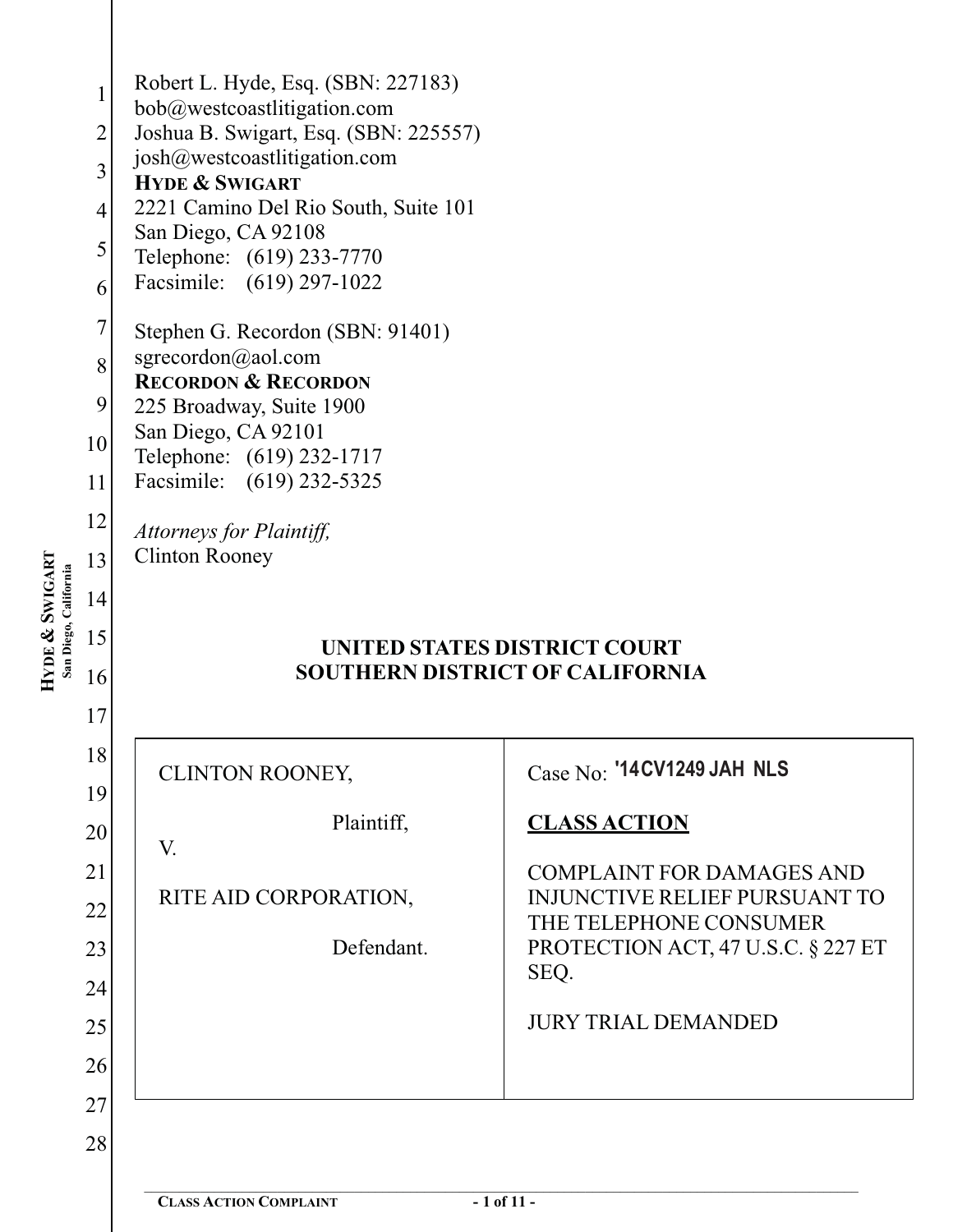Robert L. Hyde, Esq. (SBN: 227183)
bob@westcoastlitigation.com
Joshua B. Swigart, Esq. (SBN: 225557)
josh@westcoastlitigation.com
**HYDE & SWIGART**
2221 Camino Del Rio South, Suite 101
San Diego, CA 92108
Telephone: (619) 233-7770
Facsimile: (619) 297-1022

Stephen G. Recordon (SBN: 91401)
sgrecordon@aol.com
**RECORDON & RECORDON**
225 Broadway, Suite 1900
San Diego, CA 92101
Telephone: (619) 232-1717
Facsimile: (619) 232-5325

*Attorneys for Plaintiff,*
Clinton Rooney

**UNITED STATES DISTRICT COURT**
**SOUTHERN DISTRICT OF CALIFORNIA**

| | |
|---|---|
| CLINTON ROONEY,<br><br>Plaintiff,<br>V.<br><br>RITE AID CORPORATION,<br><br>Defendant. | Case No: '14CV1249 JAH NLS<br><br>**CLASS ACTION**<br><br>COMPLAINT FOR DAMAGES AND INJUNCTIVE RELIEF PURSUANT TO THE TELEPHONE CONSUMER PROTECTION ACT, 47 U.S.C. § 227 ET SEQ.<br><br>JURY TRIAL DEMANDED |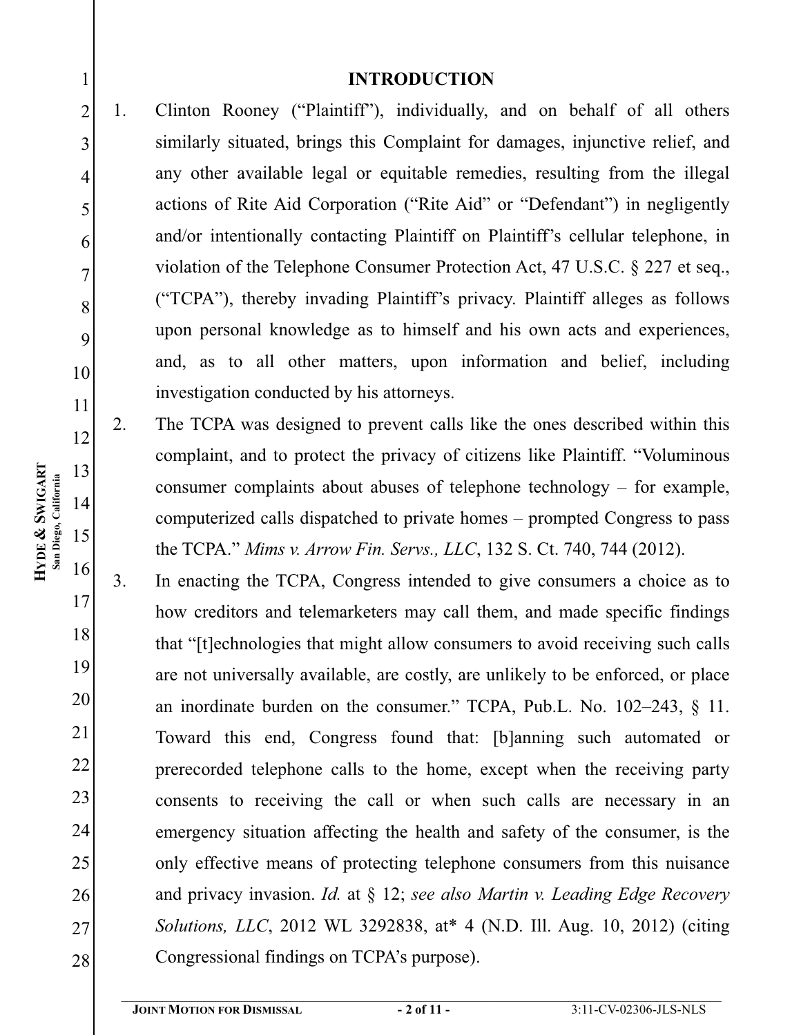# INTRODUCTION

1. Clinton Rooney ("Plaintiff"), individually, and on behalf of all others similarly situated, brings this Complaint for damages, injunctive relief, and any other available legal or equitable remedies, resulting from the illegal actions of Rite Aid Corporation ("Rite Aid" or "Defendant") in negligently and/or intentionally contacting Plaintiff on Plaintiff's cellular telephone, in violation of the Telephone Consumer Protection Act, 47 U.S.C. § 227 et seq., ("TCPA"), thereby invading Plaintiff's privacy. Plaintiff alleges as follows upon personal knowledge as to himself and his own acts and experiences, and, as to all other matters, upon information and belief, including investigation conducted by his attorneys.

2. The TCPA was designed to prevent calls like the ones described within this complaint, and to protect the privacy of citizens like Plaintiff. "Voluminous consumer complaints about abuses of telephone technology – for example, computerized calls dispatched to private homes – prompted Congress to pass the TCPA." *Mims v. Arrow Fin. Servs., LLC*, 132 S. Ct. 740, 744 (2012).

3. In enacting the TCPA, Congress intended to give consumers a choice as to how creditors and telemarketers may call them, and made specific findings that "[t]echnologies that might allow consumers to avoid receiving such calls are not universally available, are costly, are unlikely to be enforced, or place an inordinate burden on the consumer." TCPA, Pub.L. No. 102–243, § 11. Toward this end, Congress found that: [b]anning such automated or prerecorded telephone calls to the home, except when the receiving party consents to receiving the call or when such calls are necessary in an emergency situation affecting the health and safety of the consumer, is the only effective means of protecting telephone consumers from this nuisance and privacy invasion. *Id.* at § 12; *see also Martin v. Leading Edge Recovery Solutions, LLC*, 2012 WL 3292838, at* 4 (N.D. Ill. Aug. 10, 2012) (citing Congressional findings on TCPA's purpose).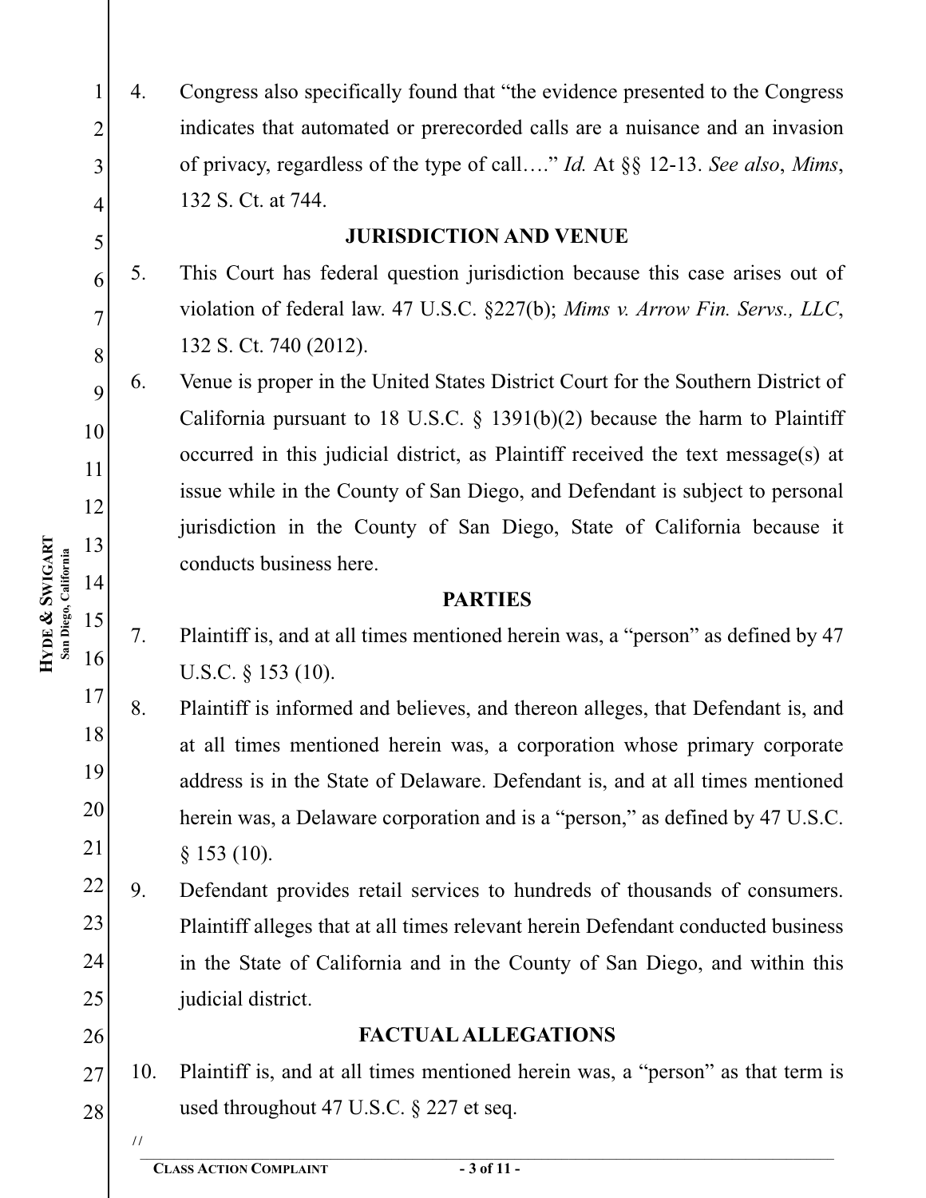4. Congress also specifically found that "the evidence presented to the Congress indicates that automated or prerecorded calls are a nuisance and an invasion of privacy, regardless of the type of call…." *Id.* At §§ 12-13. *See also*, *Mims*, 132 S. Ct. at 744.

## JURISDICTION AND VENUE

5. This Court has federal question jurisdiction because this case arises out of violation of federal law. 47 U.S.C. §227(b); *Mims v. Arrow Fin. Servs., LLC*, 132 S. Ct. 740 (2012).

6. Venue is proper in the United States District Court for the Southern District of California pursuant to 18 U.S.C. § 1391(b)(2) because the harm to Plaintiff occurred in this judicial district, as Plaintiff received the text message(s) at issue while in the County of San Diego, and Defendant is subject to personal jurisdiction in the County of San Diego, State of California because it conducts business here.

## PARTIES

7. Plaintiff is, and at all times mentioned herein was, a "person" as defined by 47 U.S.C. § 153 (10).

8. Plaintiff is informed and believes, and thereon alleges, that Defendant is, and at all times mentioned herein was, a corporation whose primary corporate address is in the State of Delaware. Defendant is, and at all times mentioned herein was, a Delaware corporation and is a "person," as defined by 47 U.S.C. § 153 (10).

9. Defendant provides retail services to hundreds of thousands of consumers. Plaintiff alleges that at all times relevant herein Defendant conducted business in the State of California and in the County of San Diego, and within this judicial district.

## FACTUAL ALLEGATIONS

10. Plaintiff is, and at all times mentioned herein was, a "person" as that term is used throughout 47 U.S.C. § 227 et seq.

//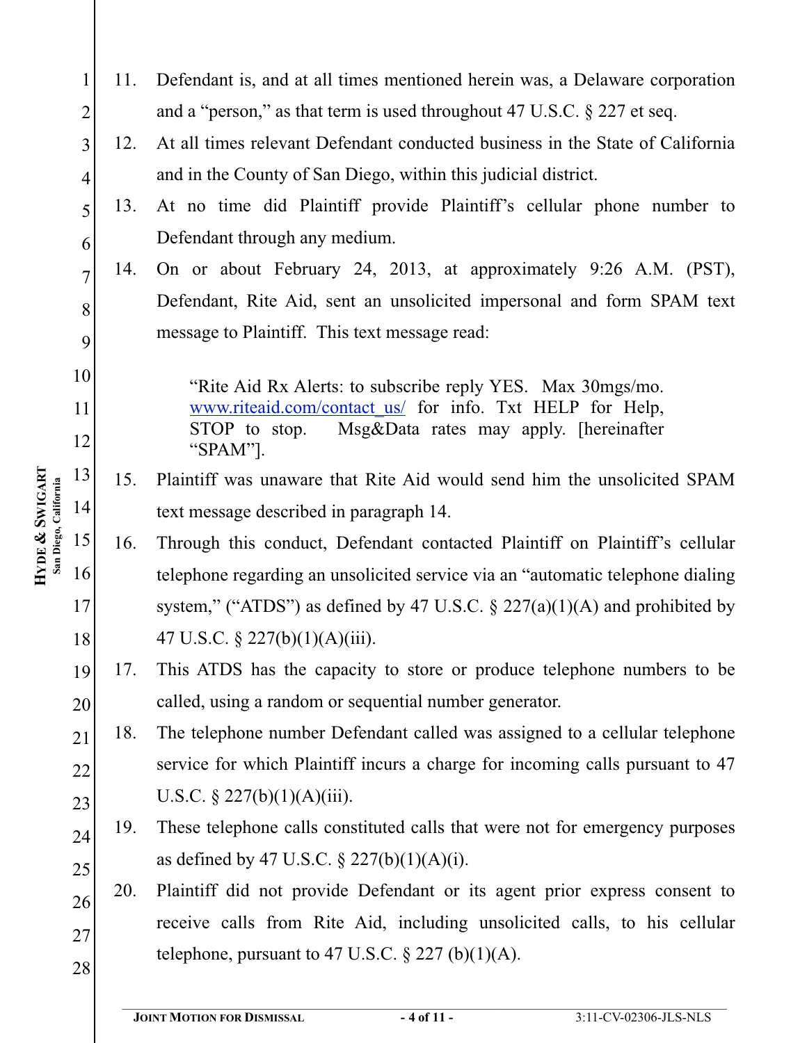11. Defendant is, and at all times mentioned herein was, a Delaware corporation and a "person," as that term is used throughout 47 U.S.C. § 227 et seq.
12. At all times relevant Defendant conducted business in the State of California and in the County of San Diego, within this judicial district.
13. At no time did Plaintiff provide Plaintiff's cellular phone number to Defendant through any medium.
14. On or about February 24, 2013, at approximately 9:26 A.M. (PST), Defendant, Rite Aid, sent an unsolicited impersonal and form SPAM text message to Plaintiff. This text message read:

    > "Rite Aid Rx Alerts: to subscribe reply YES. Max 30mgs/mo. www.riteaid.com/contact_us/ for info. Txt HELP for Help, STOP to stop. Msg&Data rates may apply. [hereinafter "SPAM"].

15. Plaintiff was unaware that Rite Aid would send him the unsolicited SPAM text message described in paragraph 14.
16. Through this conduct, Defendant contacted Plaintiff on Plaintiff's cellular telephone regarding an unsolicited service via an "automatic telephone dialing system," ("ATDS") as defined by 47 U.S.C. § 227(a)(1)(A) and prohibited by 47 U.S.C. § 227(b)(1)(A)(iii).
17. This ATDS has the capacity to store or produce telephone numbers to be called, using a random or sequential number generator.
18. The telephone number Defendant called was assigned to a cellular telephone service for which Plaintiff incurs a charge for incoming calls pursuant to 47 U.S.C. § 227(b)(1)(A)(iii).
19. These telephone calls constituted calls that were not for emergency purposes as defined by 47 U.S.C. § 227(b)(1)(A)(i).
20. Plaintiff did not provide Defendant or its agent prior express consent to receive calls from Rite Aid, including unsolicited calls, to his cellular telephone, pursuant to 47 U.S.C. § 227 (b)(1)(A).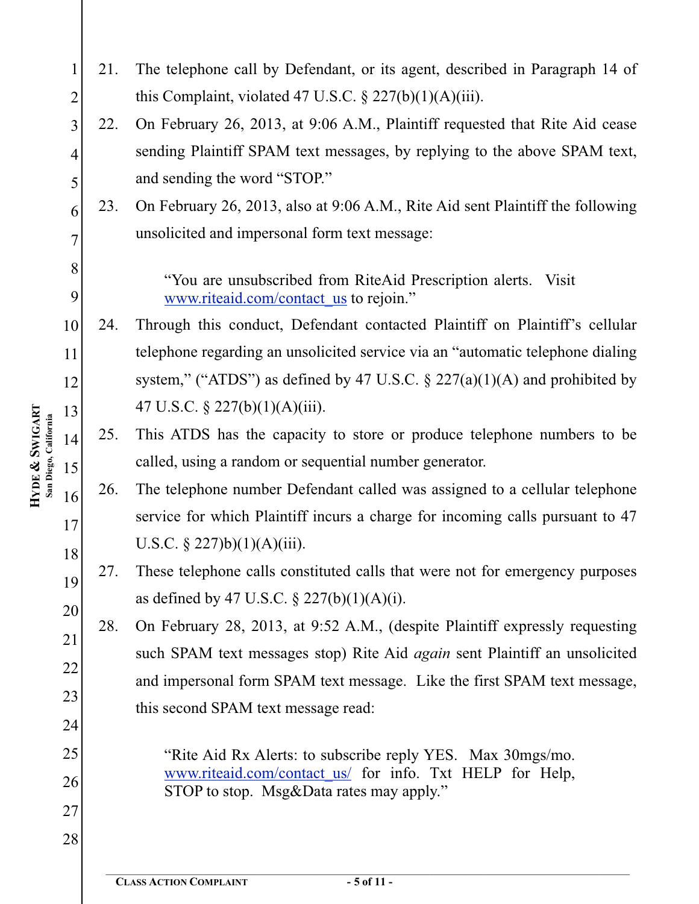21. The telephone call by Defendant, or its agent, described in Paragraph 14 of this Complaint, violated 47 U.S.C. § 227(b)(1)(A)(iii).

22. On February 26, 2013, at 9:06 A.M., Plaintiff requested that Rite Aid cease sending Plaintiff SPAM text messages, by replying to the above SPAM text, and sending the word "STOP."

23. On February 26, 2013, also at 9:06 A.M., Rite Aid sent Plaintiff the following unsolicited and impersonal form text message:

> "You are unsubscribed from RiteAid Prescription alerts. Visit www.riteaid.com/contact_us to rejoin."

24. Through this conduct, Defendant contacted Plaintiff on Plaintiff's cellular telephone regarding an unsolicited service via an "automatic telephone dialing system," ("ATDS") as defined by 47 U.S.C. § 227(a)(1)(A) and prohibited by 47 U.S.C. § 227(b)(1)(A)(iii).

25. This ATDS has the capacity to store or produce telephone numbers to be called, using a random or sequential number generator.

26. The telephone number Defendant called was assigned to a cellular telephone service for which Plaintiff incurs a charge for incoming calls pursuant to 47 U.S.C. § 227)b)(1)(A)(iii).

27. These telephone calls constituted calls that were not for emergency purposes as defined by 47 U.S.C. § 227(b)(1)(A)(i).

28. On February 28, 2013, at 9:52 A.M., (despite Plaintiff expressly requesting such SPAM text messages stop) Rite Aid *again* sent Plaintiff an unsolicited and impersonal form SPAM text message. Like the first SPAM text message, this second SPAM text message read:

> "Rite Aid Rx Alerts: to subscribe reply YES. Max 30mgs/mo. www.riteaid.com/contact_us/ for info. Txt HELP for Help, STOP to stop. Msg&Data rates may apply."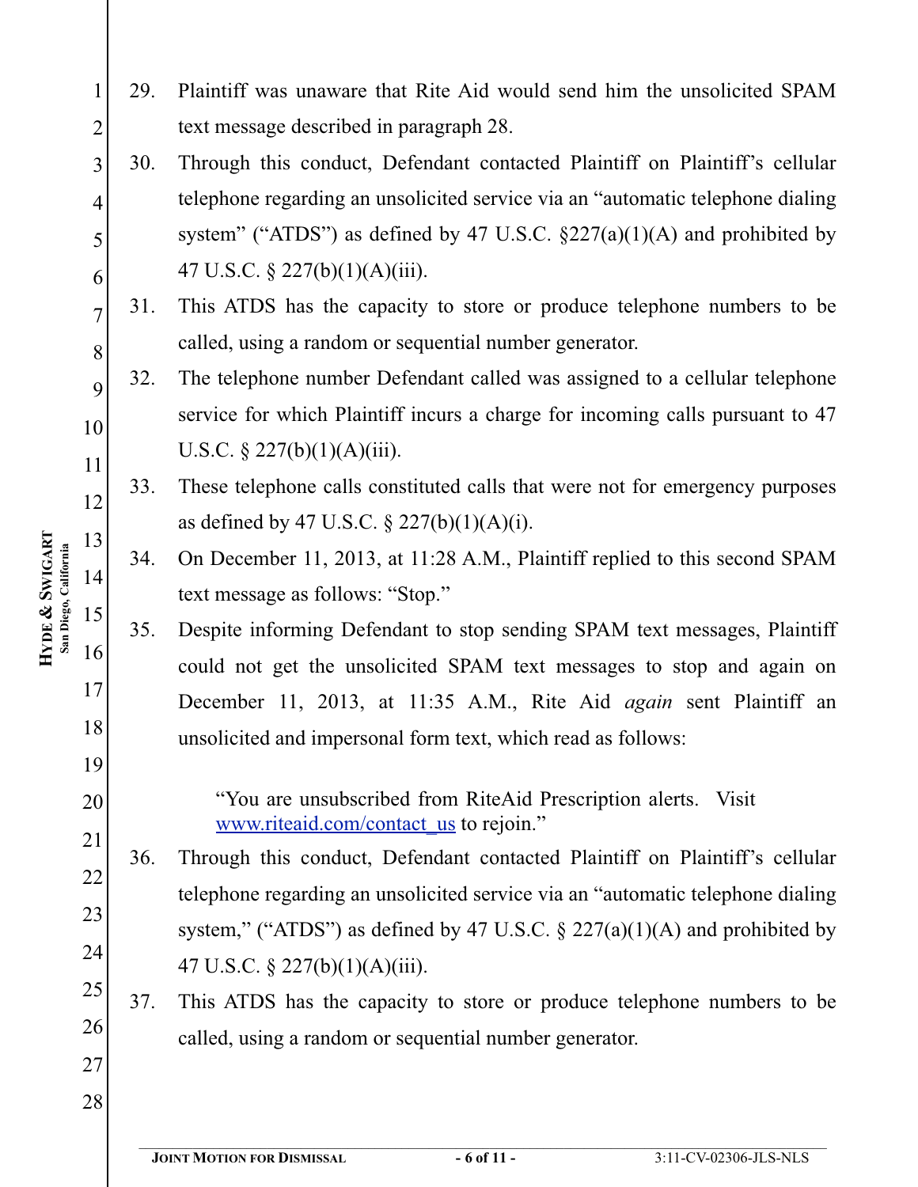29. Plaintiff was unaware that Rite Aid would send him the unsolicited SPAM text message described in paragraph 28.

30. Through this conduct, Defendant contacted Plaintiff on Plaintiff's cellular telephone regarding an unsolicited service via an "automatic telephone dialing system" ("ATDS") as defined by 47 U.S.C. §227(a)(1)(A) and prohibited by 47 U.S.C. § 227(b)(1)(A)(iii).

31. This ATDS has the capacity to store or produce telephone numbers to be called, using a random or sequential number generator.

32. The telephone number Defendant called was assigned to a cellular telephone service for which Plaintiff incurs a charge for incoming calls pursuant to 47 U.S.C. § 227(b)(1)(A)(iii).

33. These telephone calls constituted calls that were not for emergency purposes as defined by 47 U.S.C. § 227(b)(1)(A)(i).

34. On December 11, 2013, at 11:28 A.M., Plaintiff replied to this second SPAM text message as follows: "Stop."

35. Despite informing Defendant to stop sending SPAM text messages, Plaintiff could not get the unsolicited SPAM text messages to stop and again on December 11, 2013, at 11:35 A.M., Rite Aid *again* sent Plaintiff an unsolicited and impersonal form text, which read as follows:

> "You are unsubscribed from RiteAid Prescription alerts. Visit www.riteaid.com/contact_us to rejoin."

36. Through this conduct, Defendant contacted Plaintiff on Plaintiff's cellular telephone regarding an unsolicited service via an "automatic telephone dialing system," ("ATDS") as defined by 47 U.S.C. § 227(a)(1)(A) and prohibited by 47 U.S.C. § 227(b)(1)(A)(iii).

37. This ATDS has the capacity to store or produce telephone numbers to be called, using a random or sequential number generator.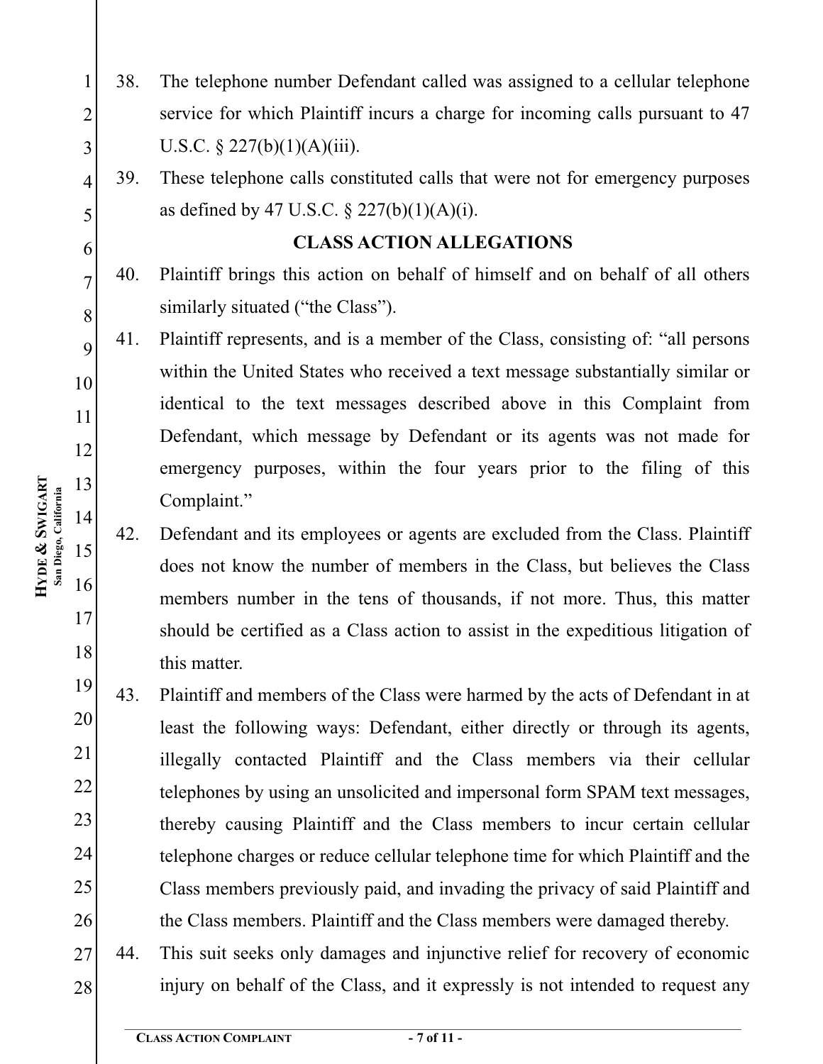38. The telephone number Defendant called was assigned to a cellular telephone service for which Plaintiff incurs a charge for incoming calls pursuant to 47 U.S.C. § 227(b)(1)(A)(iii).

39. These telephone calls constituted calls that were not for emergency purposes as defined by 47 U.S.C. § 227(b)(1)(A)(i).

## CLASS ACTION ALLEGATIONS

40. Plaintiff brings this action on behalf of himself and on behalf of all others similarly situated ("the Class").

41. Plaintiff represents, and is a member of the Class, consisting of: "all persons within the United States who received a text message substantially similar or identical to the text messages described above in this Complaint from Defendant, which message by Defendant or its agents was not made for emergency purposes, within the four years prior to the filing of this Complaint."

42. Defendant and its employees or agents are excluded from the Class. Plaintiff does not know the number of members in the Class, but believes the Class members number in the tens of thousands, if not more. Thus, this matter should be certified as a Class action to assist in the expeditious litigation of this matter.

43. Plaintiff and members of the Class were harmed by the acts of Defendant in at least the following ways: Defendant, either directly or through its agents, illegally contacted Plaintiff and the Class members via their cellular telephones by using an unsolicited and impersonal form SPAM text messages, thereby causing Plaintiff and the Class members to incur certain cellular telephone charges or reduce cellular telephone time for which Plaintiff and the Class members previously paid, and invading the privacy of said Plaintiff and the Class members. Plaintiff and the Class members were damaged thereby.

44. This suit seeks only damages and injunctive relief for recovery of economic injury on behalf of the Class, and it expressly is not intended to request any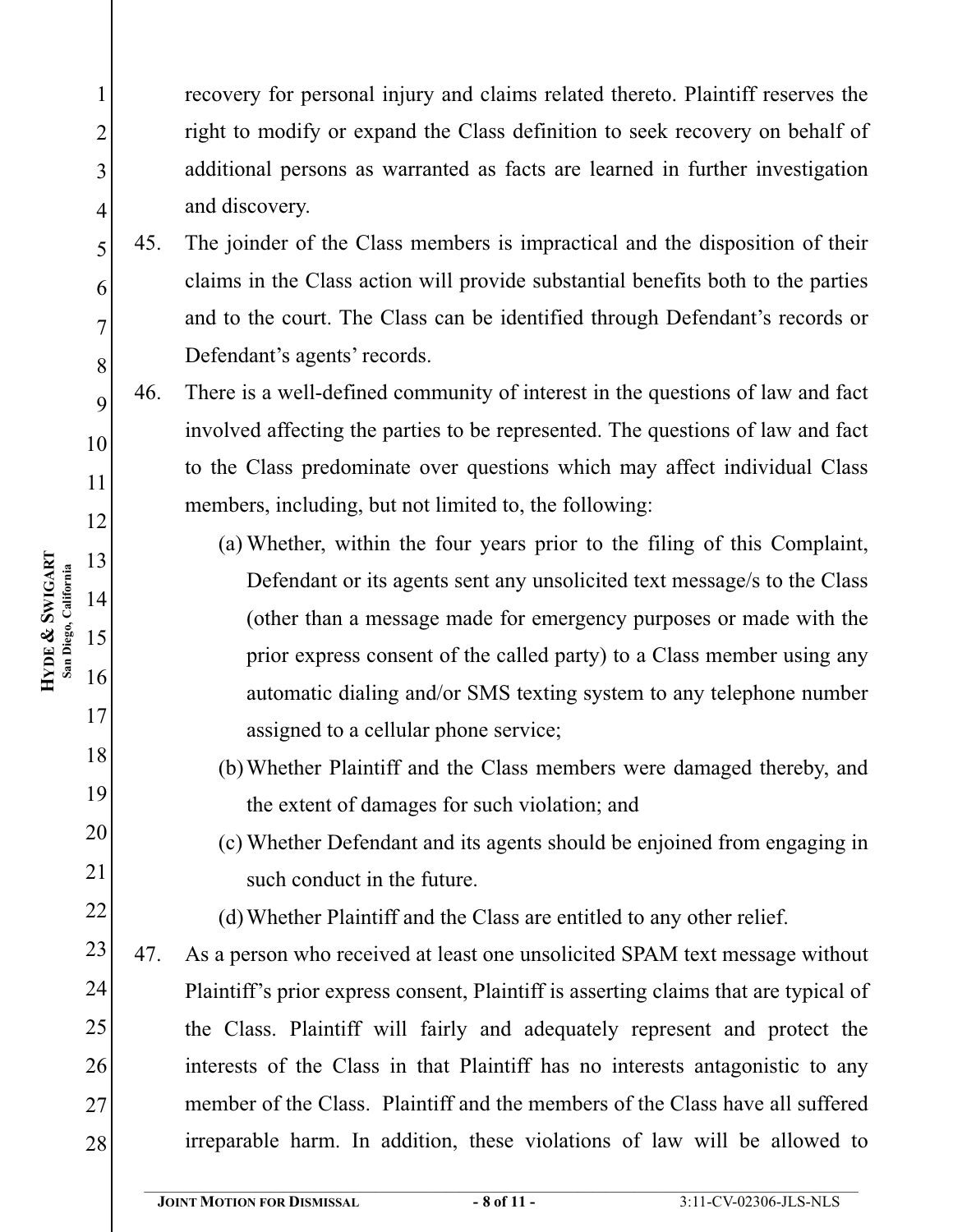recovery for personal injury and claims related thereto. Plaintiff reserves the right to modify or expand the Class definition to seek recovery on behalf of additional persons as warranted as facts are learned in further investigation and discovery.

45. The joinder of the Class members is impractical and the disposition of their claims in the Class action will provide substantial benefits both to the parties and to the court. The Class can be identified through Defendant's records or Defendant's agents' records.

46. There is a well-defined community of interest in the questions of law and fact involved affecting the parties to be represented. The questions of law and fact to the Class predominate over questions which may affect individual Class members, including, but not limited to, the following:

    (a) Whether, within the four years prior to the filing of this Complaint, Defendant or its agents sent any unsolicited text message/s to the Class (other than a message made for emergency purposes or made with the prior express consent of the called party) to a Class member using any automatic dialing and/or SMS texting system to any telephone number assigned to a cellular phone service;

    (b) Whether Plaintiff and the Class members were damaged thereby, and the extent of damages for such violation; and

    (c) Whether Defendant and its agents should be enjoined from engaging in such conduct in the future.

    (d) Whether Plaintiff and the Class are entitled to any other relief.

47. As a person who received at least one unsolicited SPAM text message without Plaintiff's prior express consent, Plaintiff is asserting claims that are typical of the Class. Plaintiff will fairly and adequately represent and protect the interests of the Class in that Plaintiff has no interests antagonistic to any member of the Class. Plaintiff and the members of the Class have all suffered irreparable harm. In addition, these violations of law will be allowed to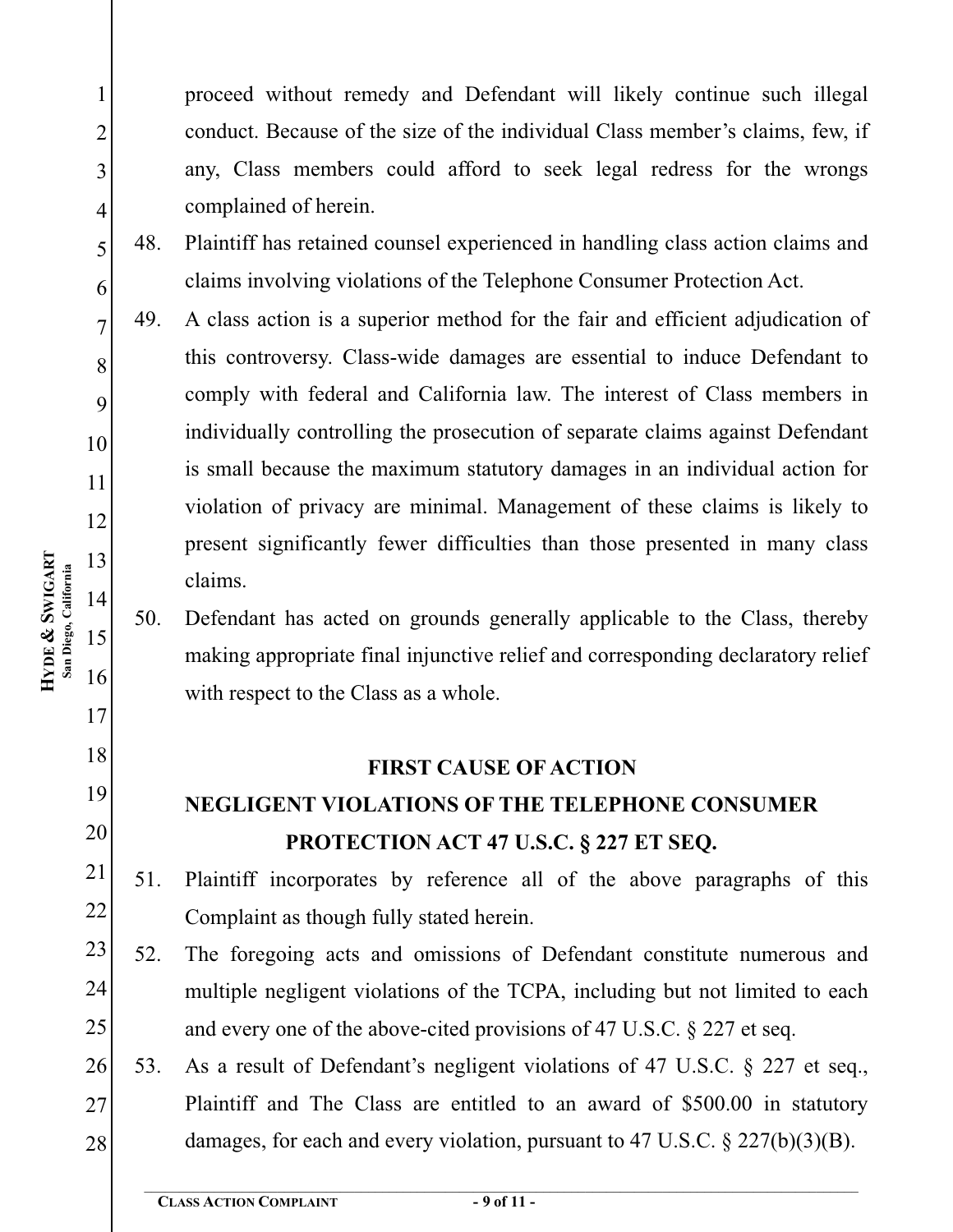proceed without remedy and Defendant will likely continue such illegal conduct. Because of the size of the individual Class member's claims, few, if any, Class members could afford to seek legal redress for the wrongs complained of herein.

48. Plaintiff has retained counsel experienced in handling class action claims and claims involving violations of the Telephone Consumer Protection Act.

49. A class action is a superior method for the fair and efficient adjudication of this controversy. Class-wide damages are essential to induce Defendant to comply with federal and California law. The interest of Class members in individually controlling the prosecution of separate claims against Defendant is small because the maximum statutory damages in an individual action for violation of privacy are minimal. Management of these claims is likely to present significantly fewer difficulties than those presented in many class claims.

50. Defendant has acted on grounds generally applicable to the Class, thereby making appropriate final injunctive relief and corresponding declaratory relief with respect to the Class as a whole.

## FIRST CAUSE OF ACTION

## NEGLIGENT VIOLATIONS OF THE TELEPHONE CONSUMER PROTECTION ACT 47 U.S.C. § 227 ET SEQ.

51. Plaintiff incorporates by reference all of the above paragraphs of this Complaint as though fully stated herein.

52. The foregoing acts and omissions of Defendant constitute numerous and multiple negligent violations of the TCPA, including but not limited to each and every one of the above-cited provisions of 47 U.S.C. § 227 et seq.

53. As a result of Defendant's negligent violations of 47 U.S.C. § 227 et seq., Plaintiff and The Class are entitled to an award of $500.00 in statutory damages, for each and every violation, pursuant to 47 U.S.C. § 227(b)(3)(B).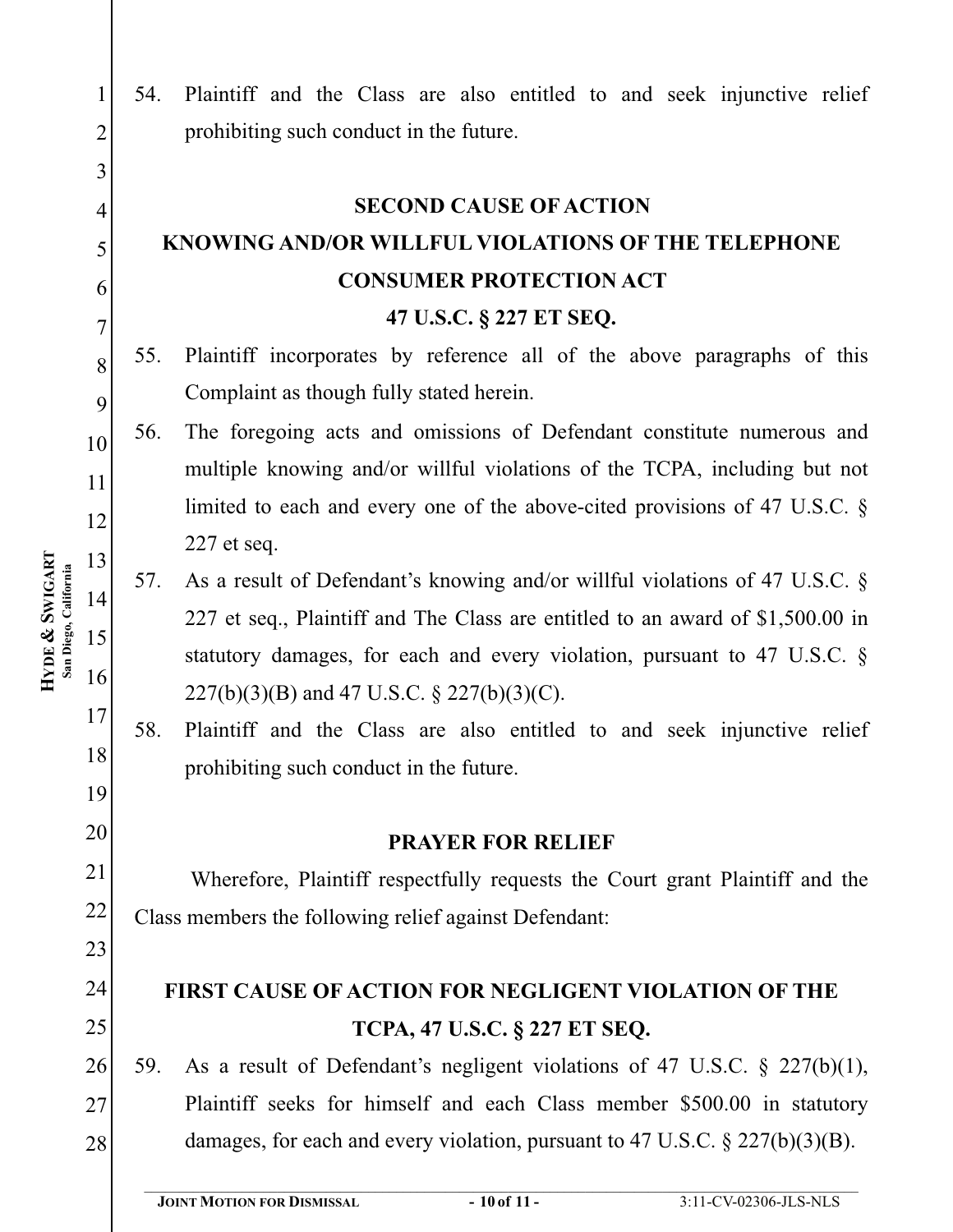54. Plaintiff and the Class are also entitled to and seek injunctive relief prohibiting such conduct in the future.

**SECOND CAUSE OF ACTION**

**KNOWING AND/OR WILLFUL VIOLATIONS OF THE TELEPHONE CONSUMER PROTECTION ACT**

**47 U.S.C. § 227 ET SEQ.**

55. Plaintiff incorporates by reference all of the above paragraphs of this Complaint as though fully stated herein.

56. The foregoing acts and omissions of Defendant constitute numerous and multiple knowing and/or willful violations of the TCPA, including but not limited to each and every one of the above-cited provisions of 47 U.S.C. § 227 et seq.

57. As a result of Defendant's knowing and/or willful violations of 47 U.S.C. § 227 et seq., Plaintiff and The Class are entitled to an award of $1,500.00 in statutory damages, for each and every violation, pursuant to 47 U.S.C. § 227(b)(3)(B) and 47 U.S.C. § 227(b)(3)(C).

58. Plaintiff and the Class are also entitled to and seek injunctive relief prohibiting such conduct in the future.

**PRAYER FOR RELIEF**

Wherefore, Plaintiff respectfully requests the Court grant Plaintiff and the Class members the following relief against Defendant:

**FIRST CAUSE OF ACTION FOR NEGLIGENT VIOLATION OF THE TCPA, 47 U.S.C. § 227 ET SEQ.**

59. As a result of Defendant's negligent violations of 47 U.S.C. § 227(b)(1), Plaintiff seeks for himself and each Class member $500.00 in statutory damages, for each and every violation, pursuant to 47 U.S.C. § 227(b)(3)(B).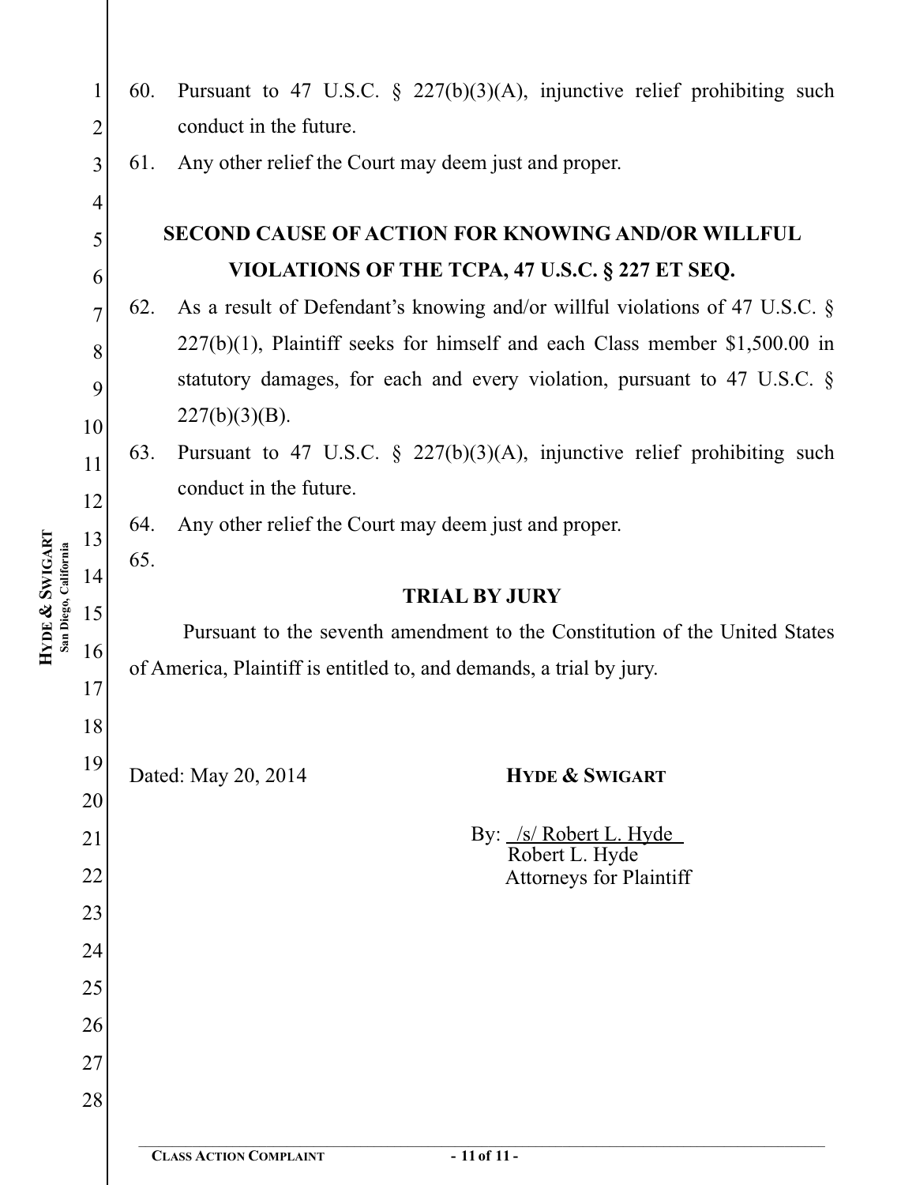60. Pursuant to 47 U.S.C. § 227(b)(3)(A), injunctive relief prohibiting such conduct in the future.

61. Any other relief the Court may deem just and proper.

## SECOND CAUSE OF ACTION FOR KNOWING AND/OR WILLFUL VIOLATIONS OF THE TCPA, 47 U.S.C. § 227 ET SEQ.

62. As a result of Defendant's knowing and/or willful violations of 47 U.S.C. § 227(b)(1), Plaintiff seeks for himself and each Class member $1,500.00 in statutory damages, for each and every violation, pursuant to 47 U.S.C. § 227(b)(3)(B).

63. Pursuant to 47 U.S.C. § 227(b)(3)(A), injunctive relief prohibiting such conduct in the future.

64. Any other relief the Court may deem just and proper.

65.

## TRIAL BY JURY

Pursuant to the seventh amendment to the Constitution of the United States of America, Plaintiff is entitled to, and demands, a trial by jury.

Dated: May 20, 2014

**HYDE & SWIGART**

By: /s/ Robert L. Hyde
Robert L. Hyde
Attorneys for Plaintiff